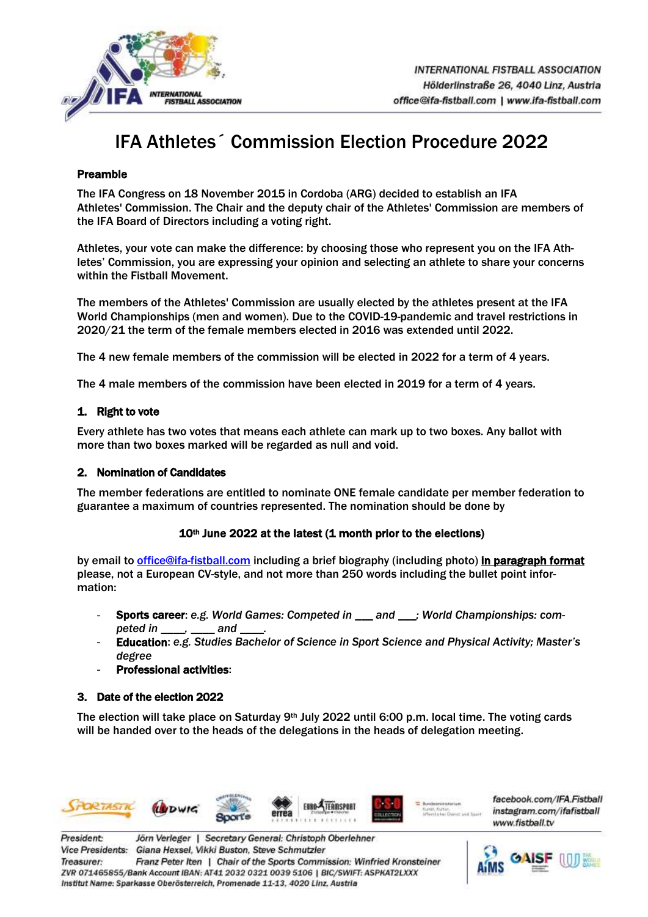# IFA Athletes´ Commission Election Procedure 2022

**Preamble**

The IFA Congress on 18 November 2015 in Cordoba (ARG) decided to establish an IFA Athletes' Commission. The Chair and the deputy chair of the Athletes' Commission are members of the IFA Board of Directors including a voting right.

Athletes, your vote can make the difference: by choosing those who represent you on the IFA Athletes' Commission, you are expressing your opinion and selecting an athlete to share your concerns within the Fistball Movement.

The members of the Athletes' Commission are usually elected by the athletes present at the IFA World Championships (men and women). Due to the COVID-19-pandemic and travel restrictions in 2020/21 the term of the female members elected in 2016 was extended until 2022.

The 4 new female members of the commission will be elected in 2022 for a term of 4 years.

The 4 male members of the commission have been elected in 2019 for a term of 4 years.

## 1. Right to vote

Every athlete has two votes that means each athlete can mark up to two boxes. Any ballot with more than two boxes marked will be regarded as null and void.

## 2. Nomination of Candidates

The member federations are entitled to nominate ONE female candidate per member federation to guarantee a maximum of countries represented. The nomination should be done by

**10th June 2022 at the latest (1 month prior to the elections)**

by email to office@ifa-fistball.com including a brief biography (including photo) **in paragraph format** please, not a European CV-style, and not more than 250 words including the bullet point information:

- **Sports career**: *e.g. World Games: Competed in ___ and ___; World Championships: competed in ____, ____ and ____.*
- **Education**: *e.g. Studies Bachelor of Science in Sport Science and Physical Activity; Master's degree*
- **Professional activities**:

## 3. Date of the election 2022

The election will take place on Saturday 9th July 2022 until 6:00 p.m. local time. The voting cards will be handed over to the heads of the delegations in the heads of delegation meeting.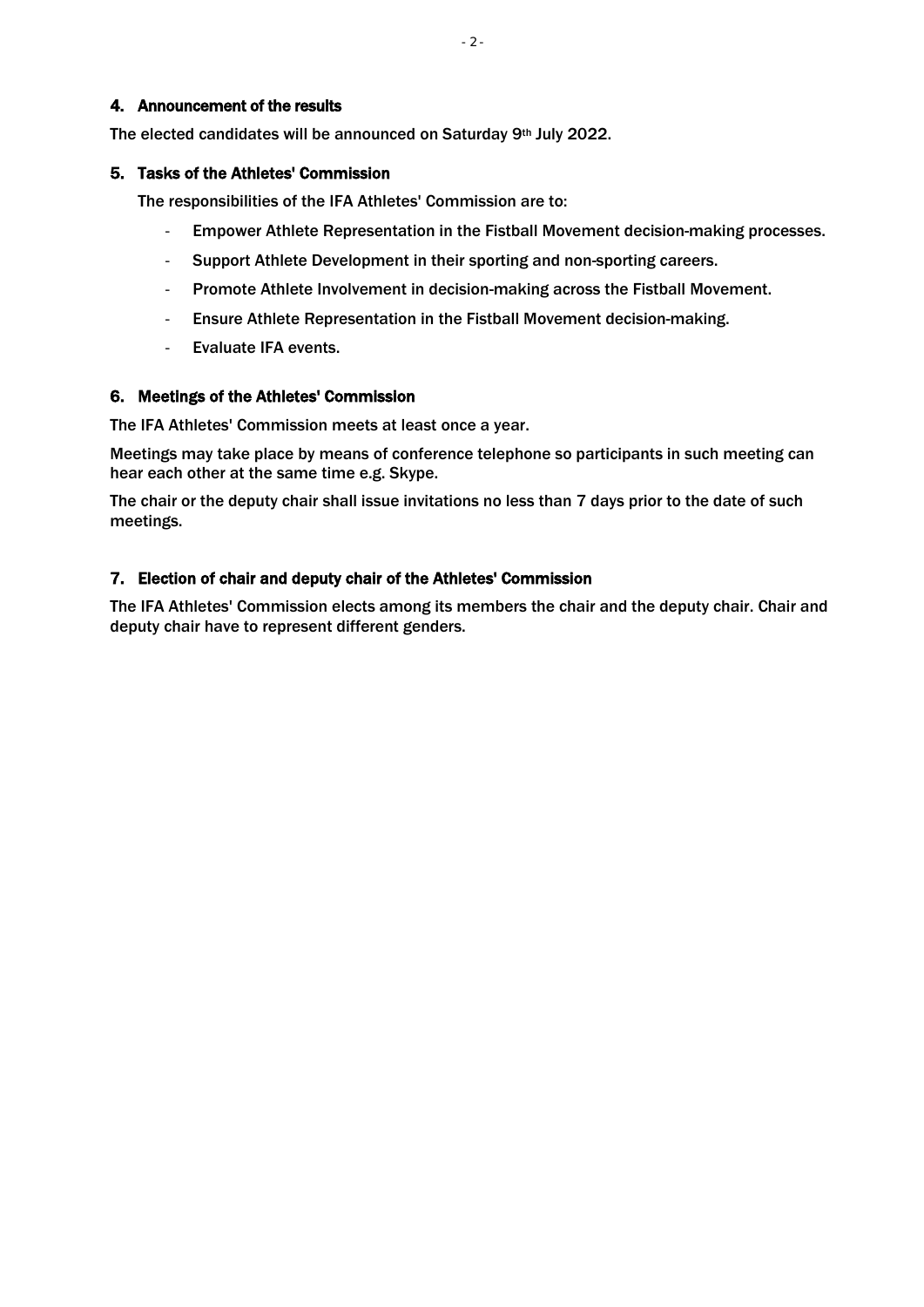## 4. Announcement of the results

The elected candidates will be announced on Saturday 9th July 2022.

## 5. Tasks of the Athletes' Commission

The responsibilities of the IFA Athletes' Commission are to:

- Empower Athlete Representation in the Fistball Movement decision-making processes.
- Support Athlete Development in their sporting and non-sporting careers.
- Promote Athlete Involvement in decision-making across the Fistball Movement.
- Ensure Athlete Representation in the Fistball Movement decision-making.
- Evaluate IFA events.

## 6. Meetings of the Athletes' Commission

The IFA Athletes' Commission meets at least once a year.

Meetings may take place by means of conference telephone so participants in such meeting can hear each other at the same time e.g. Skype.

The chair or the deputy chair shall issue invitations no less than 7 days prior to the date of such meetings.

## 7. Election of chair and deputy chair of the Athletes' Commission

The IFA Athletes' Commission elects among its members the chair and the deputy chair. Chair and deputy chair have to represent different genders.